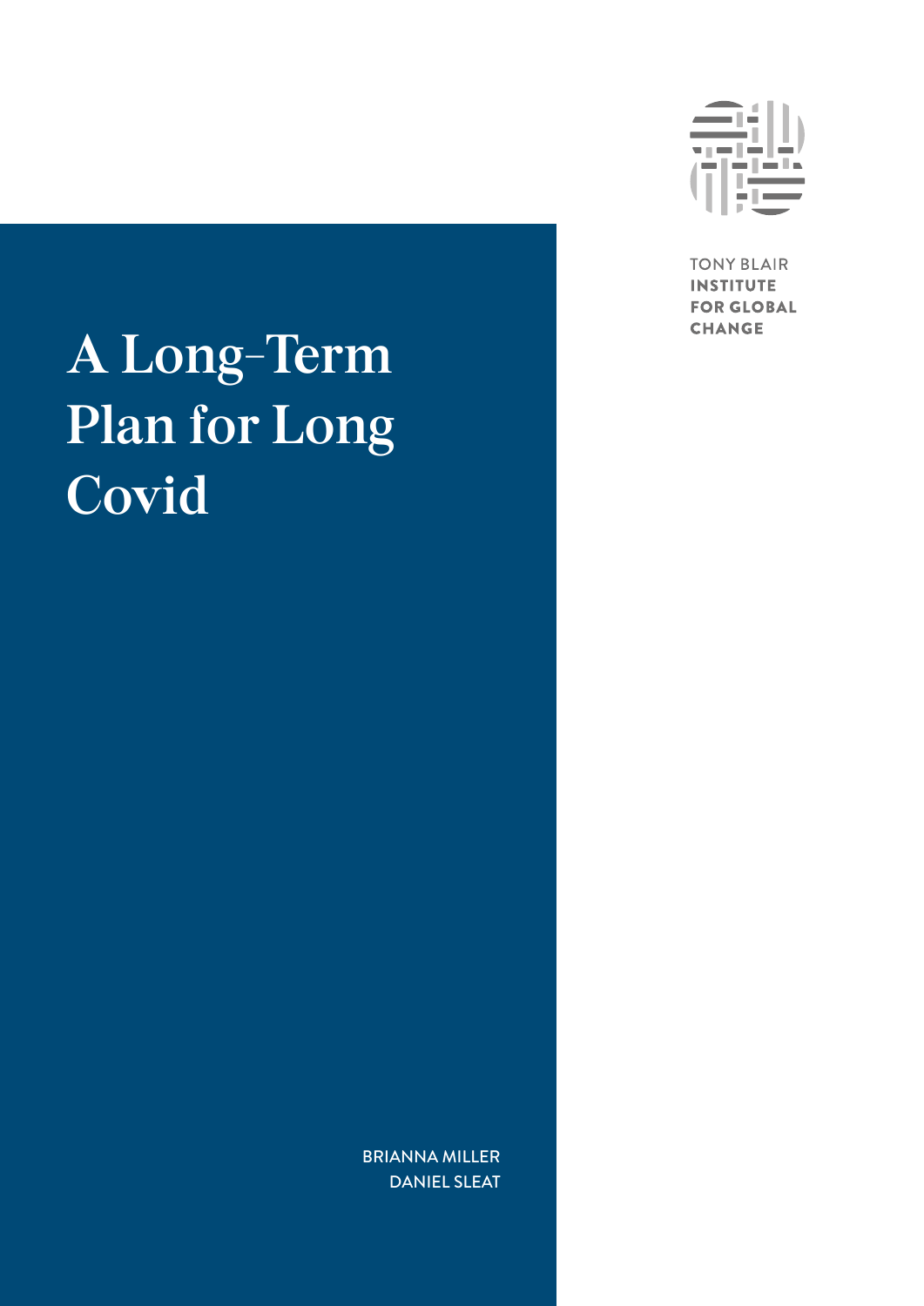TONY BLAIR INSTITUTE FOR GLOBAL CHANGE

# A Long-Term Plan for Long Covid

BRIANNA MILLER
DANIEL SLEAT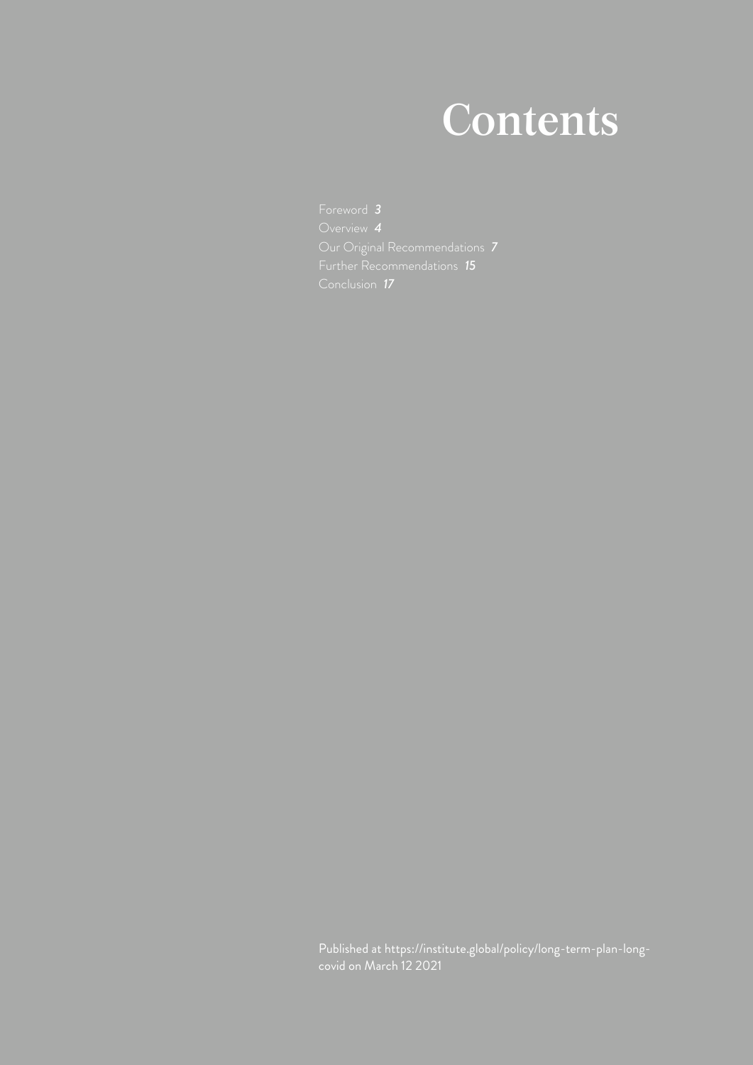# Contents

Foreword *3*
Overview *4*
Our Original Recommendations *7*
Further Recommendations *15*
Conclusion *17*

Published at https://institute.global/policy/long-term-plan-long-covid on March 12 2021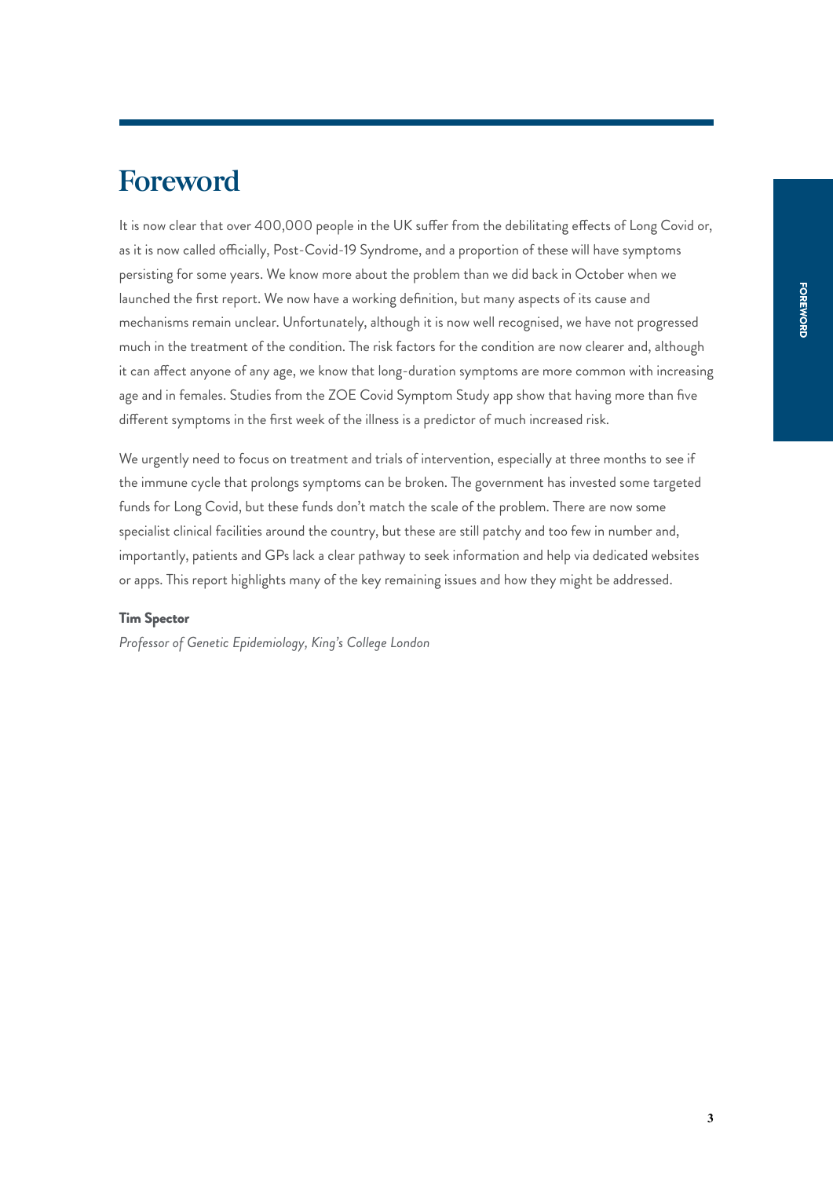# Foreword

It is now clear that over 400,000 people in the UK suffer from the debilitating effects of Long Covid or, as it is now called officially, Post-Covid-19 Syndrome, and a proportion of these will have symptoms persisting for some years. We know more about the problem than we did back in October when we launched the first report. We now have a working definition, but many aspects of its cause and mechanisms remain unclear. Unfortunately, although it is now well recognised, we have not progressed much in the treatment of the condition. The risk factors for the condition are now clearer and, although it can affect anyone of any age, we know that long-duration symptoms are more common with increasing age and in females. Studies from the ZOE Covid Symptom Study app show that having more than five different symptoms in the first week of the illness is a predictor of much increased risk.

We urgently need to focus on treatment and trials of intervention, especially at three months to see if the immune cycle that prolongs symptoms can be broken. The government has invested some targeted funds for Long Covid, but these funds don't match the scale of the problem. There are now some specialist clinical facilities around the country, but these are still patchy and too few in number and, importantly, patients and GPs lack a clear pathway to seek information and help via dedicated websites or apps. This report highlights many of the key remaining issues and how they might be addressed.

**Tim Spector**

*Professor of Genetic Epidemiology, King's College London*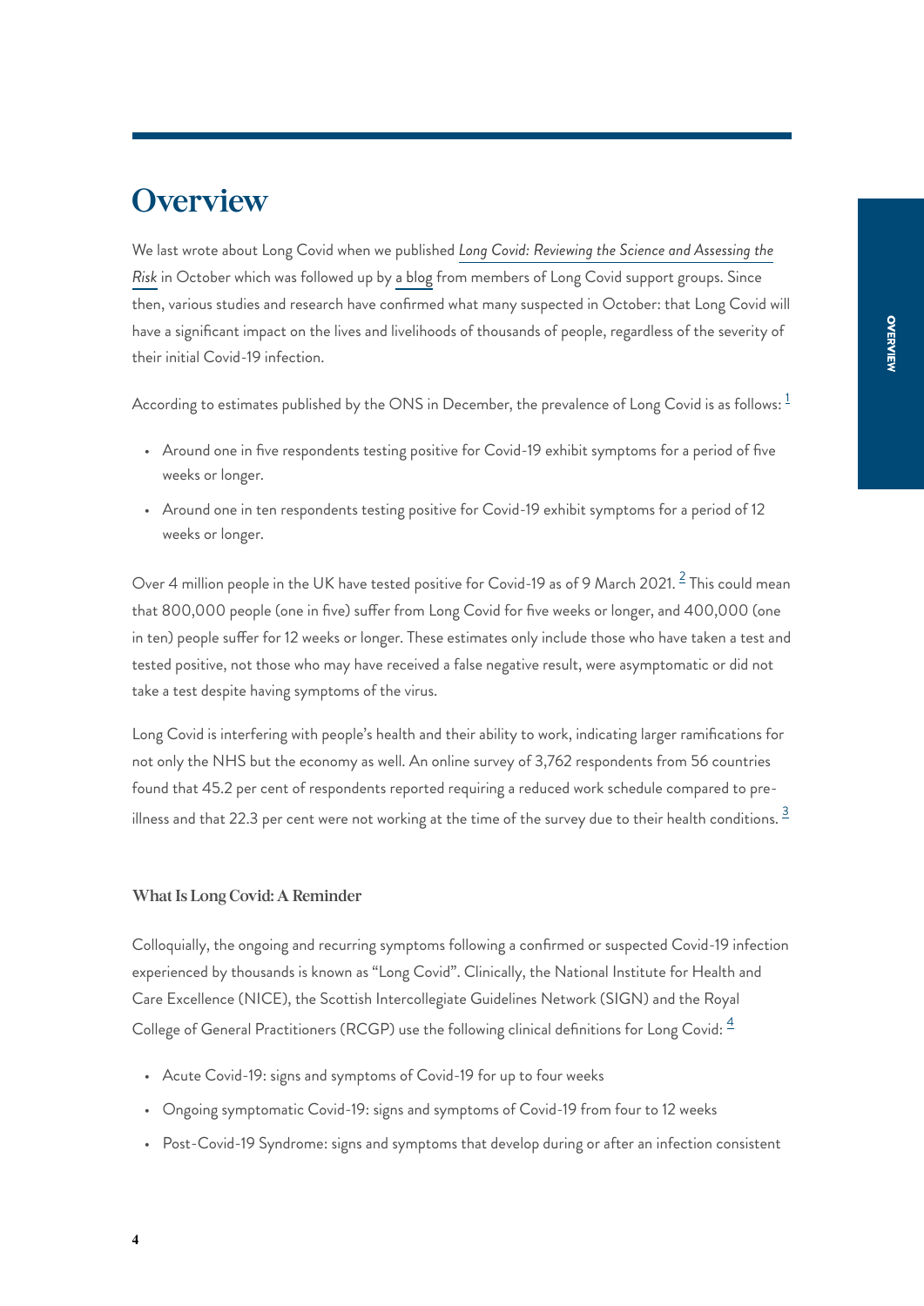# Overview

We last wrote about Long Covid when we published *Long Covid: Reviewing the Science and Assessing the Risk* in October which was followed up by a blog from members of Long Covid support groups. Since then, various studies and research have confirmed what many suspected in October: that Long Covid will have a significant impact on the lives and livelihoods of thousands of people, regardless of the severity of their initial Covid-19 infection.

According to estimates published by the ONS in December, the prevalence of Long Covid is as follows: [1]

- Around one in five respondents testing positive for Covid-19 exhibit symptoms for a period of five weeks or longer.
- Around one in ten respondents testing positive for Covid-19 exhibit symptoms for a period of 12 weeks or longer.

Over 4 million people in the UK have tested positive for Covid-19 as of 9 March 2021. [2] This could mean that 800,000 people (one in five) suffer from Long Covid for five weeks or longer, and 400,000 (one in ten) people suffer for 12 weeks or longer. These estimates only include those who have taken a test and tested positive, not those who may have received a false negative result, were asymptomatic or did not take a test despite having symptoms of the virus.

Long Covid is interfering with people's health and their ability to work, indicating larger ramifications for not only the NHS but the economy as well. An online survey of 3,762 respondents from 56 countries found that 45.2 per cent of respondents reported requiring a reduced work schedule compared to pre-illness and that 22.3 per cent were not working at the time of the survey due to their health conditions. [3]

### What Is Long Covid: A Reminder

Colloquially, the ongoing and recurring symptoms following a confirmed or suspected Covid-19 infection experienced by thousands is known as "Long Covid". Clinically, the National Institute for Health and Care Excellence (NICE), the Scottish Intercollegiate Guidelines Network (SIGN) and the Royal College of General Practitioners (RCGP) use the following clinical definitions for Long Covid: [4]

- Acute Covid-19: signs and symptoms of Covid-19 for up to four weeks
- Ongoing symptomatic Covid-19: signs and symptoms of Covid-19 from four to 12 weeks
- Post-Covid-19 Syndrome: signs and symptoms that develop during or after an infection consistent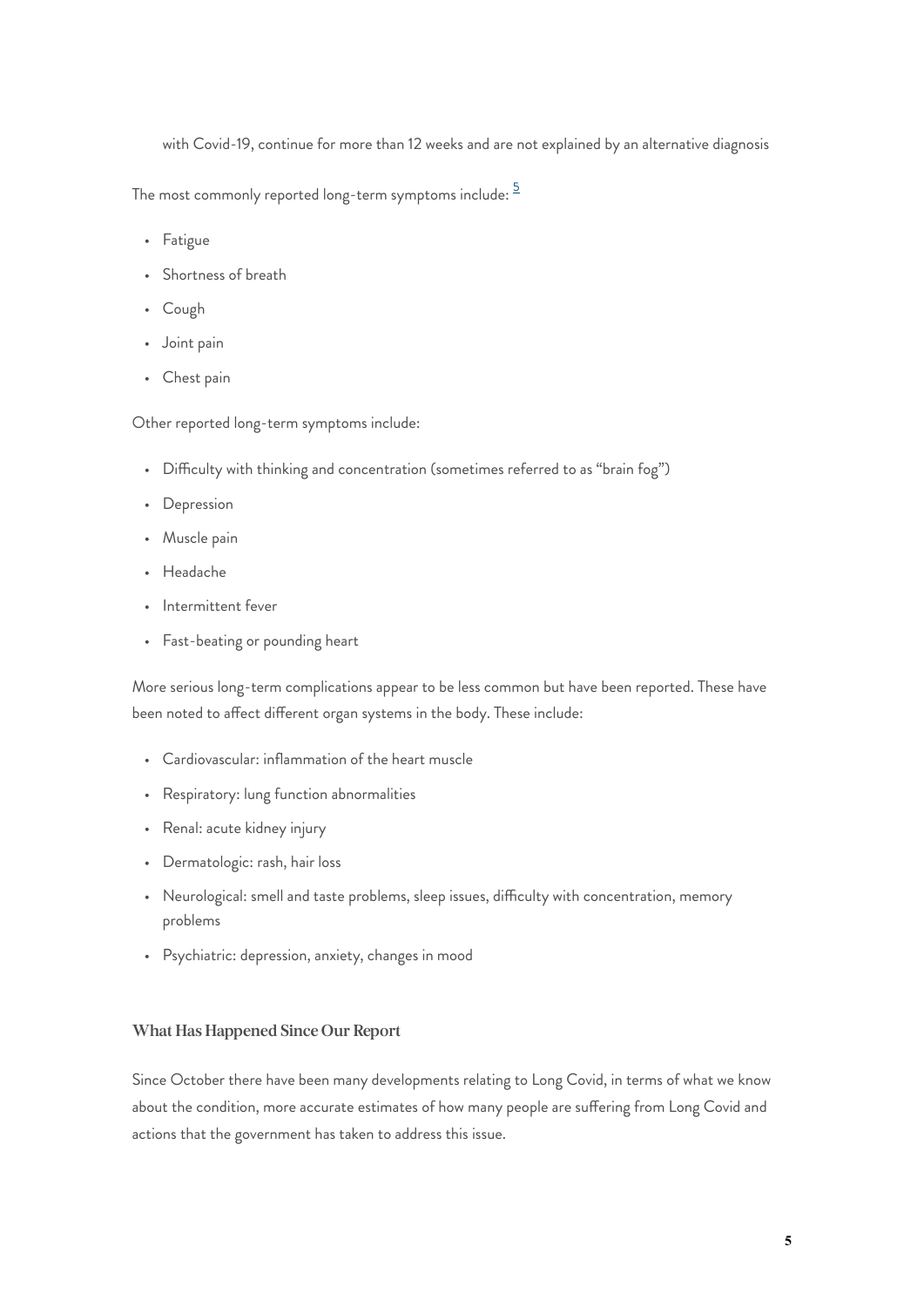with Covid-19, continue for more than 12 weeks and are not explained by an alternative diagnosis

The most commonly reported long-term symptoms include: [5]

- Fatigue
- Shortness of breath
- Cough
- Joint pain
- Chest pain

Other reported long-term symptoms include:

- Difficulty with thinking and concentration (sometimes referred to as "brain fog")
- Depression
- Muscle pain
- Headache
- Intermittent fever
- Fast-beating or pounding heart

More serious long-term complications appear to be less common but have been reported. These have been noted to affect different organ systems in the body. These include:

- Cardiovascular: inflammation of the heart muscle
- Respiratory: lung function abnormalities
- Renal: acute kidney injury
- Dermatologic: rash, hair loss
- Neurological: smell and taste problems, sleep issues, difficulty with concentration, memory problems
- Psychiatric: depression, anxiety, changes in mood

### What Has Happened Since Our Report

Since October there have been many developments relating to Long Covid, in terms of what we know about the condition, more accurate estimates of how many people are suffering from Long Covid and actions that the government has taken to address this issue.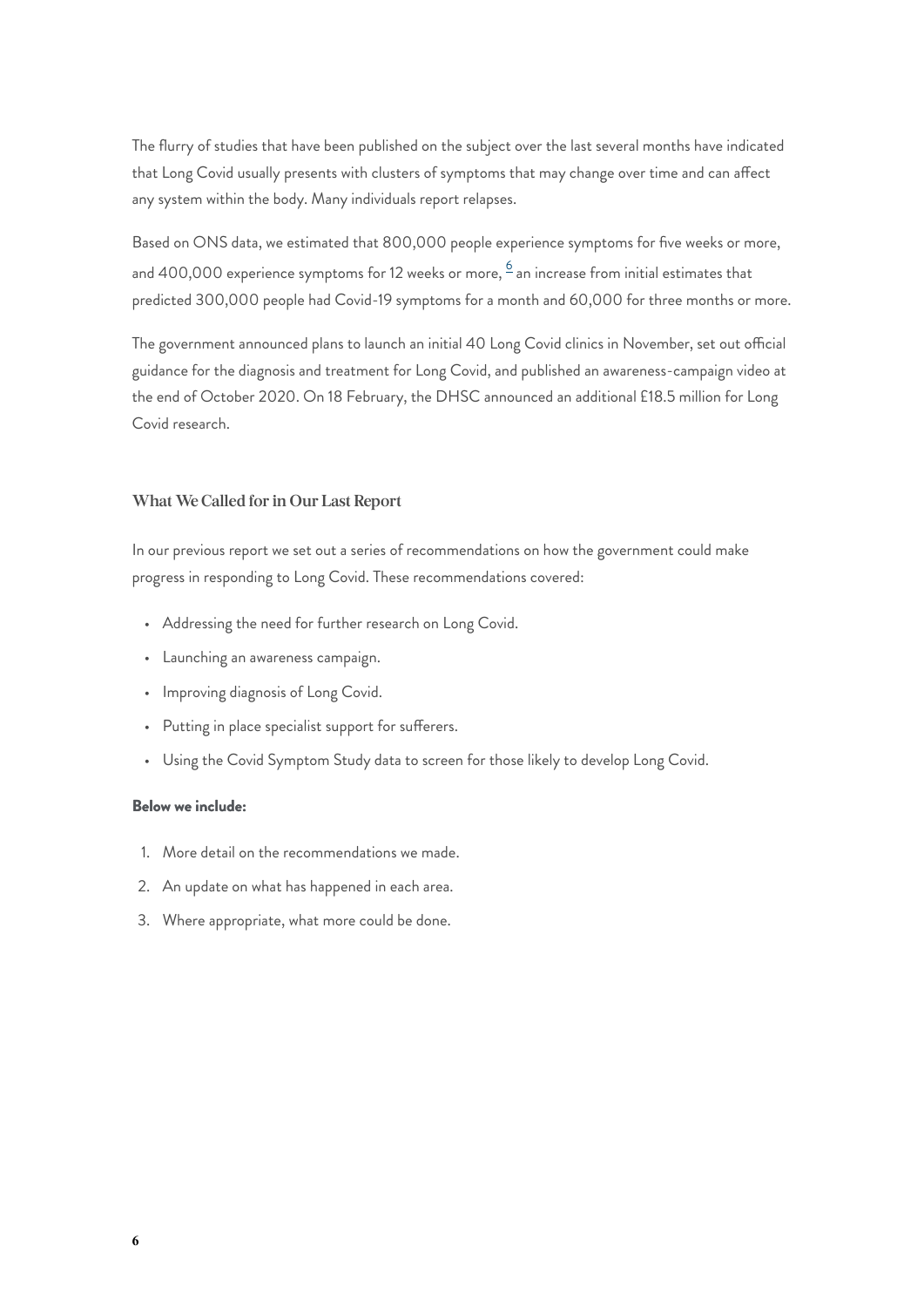The flurry of studies that have been published on the subject over the last several months have indicated that Long Covid usually presents with clusters of symptoms that may change over time and can affect any system within the body. Many individuals report relapses.

Based on ONS data, we estimated that 800,000 people experience symptoms for five weeks or more, and 400,000 experience symptoms for 12 weeks or more, [6] an increase from initial estimates that predicted 300,000 people had Covid-19 symptoms for a month and 60,000 for three months or more.

The government announced plans to launch an initial 40 Long Covid clinics in November, set out official guidance for the diagnosis and treatment for Long Covid, and published an awareness-campaign video at the end of October 2020. On 18 February, the DHSC announced an additional £18.5 million for Long Covid research.

### What We Called for in Our Last Report

In our previous report we set out a series of recommendations on how the government could make progress in responding to Long Covid. These recommendations covered:

- Addressing the need for further research on Long Covid.
- Launching an awareness campaign.
- Improving diagnosis of Long Covid.
- Putting in place specialist support for sufferers.
- Using the Covid Symptom Study data to screen for those likely to develop Long Covid.

**Below we include:**

1. More detail on the recommendations we made.
2. An update on what has happened in each area.
3. Where appropriate, what more could be done.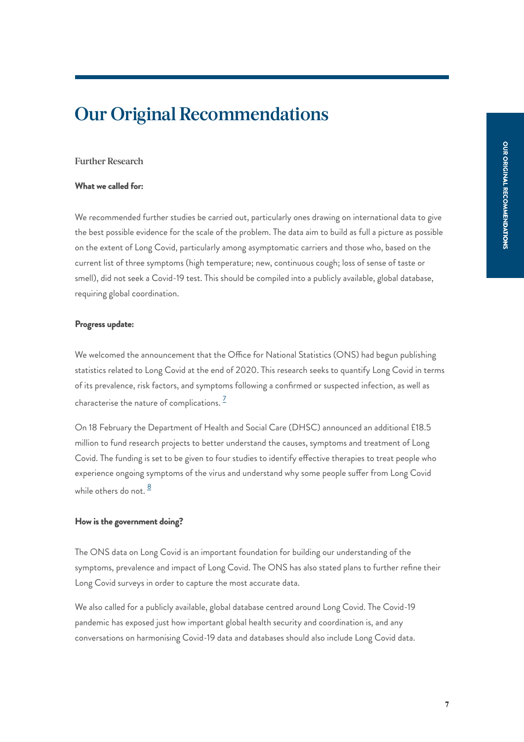# Our Original Recommendations

## Further Research

**What we called for:**

We recommended further studies be carried out, particularly ones drawing on international data to give the best possible evidence for the scale of the problem. The data aim to build as full a picture as possible on the extent of Long Covid, particularly among asymptomatic carriers and those who, based on the current list of three symptoms (high temperature; new, continuous cough; loss of sense of taste or smell), did not seek a Covid-19 test. This should be compiled into a publicly available, global database, requiring global coordination.

**Progress update:**

We welcomed the announcement that the Office for National Statistics (ONS) had begun publishing statistics related to Long Covid at the end of 2020. This research seeks to quantify Long Covid in terms of its prevalence, risk factors, and symptoms following a confirmed or suspected infection, as well as characterise the nature of complications. [7]

On 18 February the Department of Health and Social Care (DHSC) announced an additional £18.5 million to fund research projects to better understand the causes, symptoms and treatment of Long Covid. The funding is set to be given to four studies to identify effective therapies to treat people who experience ongoing symptoms of the virus and understand why some people suffer from Long Covid while others do not. [8]

**How is the government doing?**

The ONS data on Long Covid is an important foundation for building our understanding of the symptoms, prevalence and impact of Long Covid. The ONS has also stated plans to further refine their Long Covid surveys in order to capture the most accurate data.

We also called for a publicly available, global database centred around Long Covid. The Covid-19 pandemic has exposed just how important global health security and coordination is, and any conversations on harmonising Covid-19 data and databases should also include Long Covid data.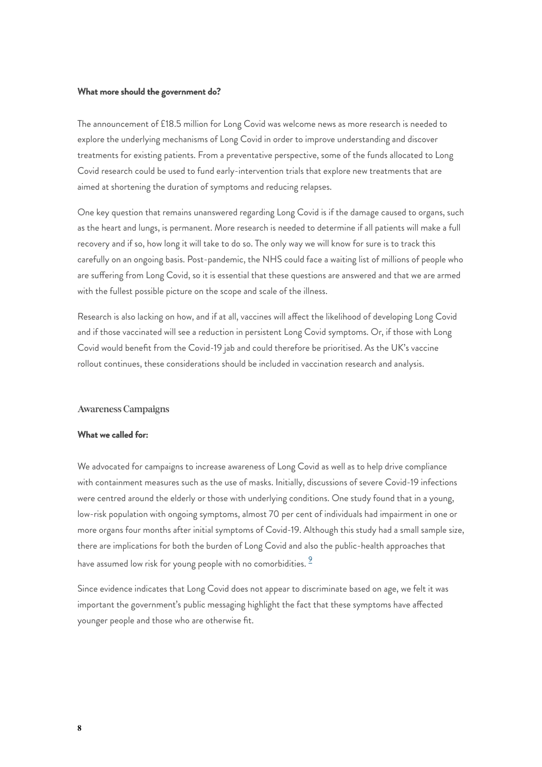**What more should the government do?**

The announcement of £18.5 million for Long Covid was welcome news as more research is needed to explore the underlying mechanisms of Long Covid in order to improve understanding and discover treatments for existing patients. From a preventative perspective, some of the funds allocated to Long Covid research could be used to fund early-intervention trials that explore new treatments that are aimed at shortening the duration of symptoms and reducing relapses.

One key question that remains unanswered regarding Long Covid is if the damage caused to organs, such as the heart and lungs, is permanent. More research is needed to determine if all patients will make a full recovery and if so, how long it will take to do so. The only way we will know for sure is to track this carefully on an ongoing basis. Post-pandemic, the NHS could face a waiting list of millions of people who are suffering from Long Covid, so it is essential that these questions are answered and that we are armed with the fullest possible picture on the scope and scale of the illness.

Research is also lacking on how, and if at all, vaccines will affect the likelihood of developing Long Covid and if those vaccinated will see a reduction in persistent Long Covid symptoms. Or, if those with Long Covid would benefit from the Covid-19 jab and could therefore be prioritised. As the UK's vaccine rollout continues, these considerations should be included in vaccination research and analysis.

## Awareness Campaigns

**What we called for:**

We advocated for campaigns to increase awareness of Long Covid as well as to help drive compliance with containment measures such as the use of masks. Initially, discussions of severe Covid-19 infections were centred around the elderly or those with underlying conditions. One study found that in a young, low-risk population with ongoing symptoms, almost 70 per cent of individuals had impairment in one or more organs four months after initial symptoms of Covid-19. Although this study had a small sample size, there are implications for both the burden of Long Covid and also the public-health approaches that have assumed low risk for young people with no comorbidities. [9]

Since evidence indicates that Long Covid does not appear to discriminate based on age, we felt it was important the government's public messaging highlight the fact that these symptoms have affected younger people and those who are otherwise fit.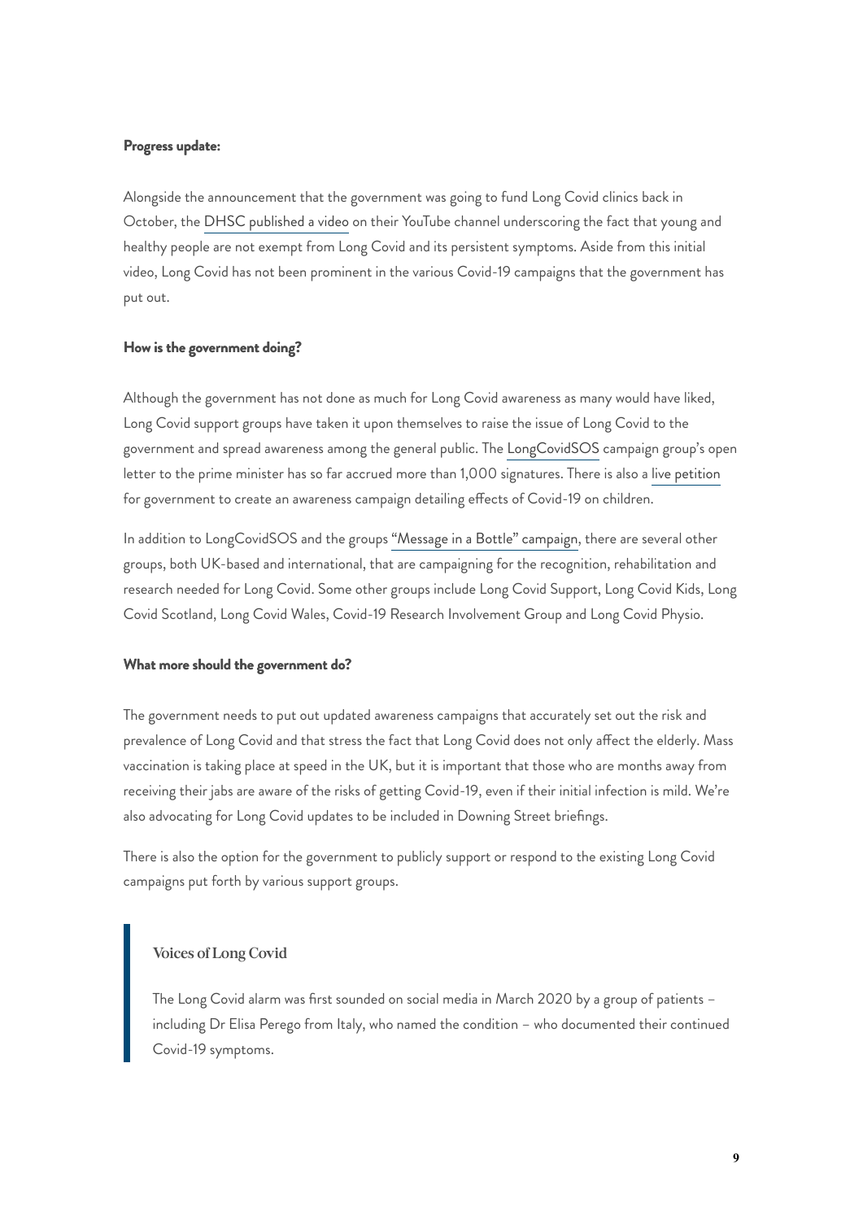**Progress update:**

Alongside the announcement that the government was going to fund Long Covid clinics back in October, the DHSC published a video on their YouTube channel underscoring the fact that young and healthy people are not exempt from Long Covid and its persistent symptoms. Aside from this initial video, Long Covid has not been prominent in the various Covid-19 campaigns that the government has put out.

**How is the government doing?**

Although the government has not done as much for Long Covid awareness as many would have liked, Long Covid support groups have taken it upon themselves to raise the issue of Long Covid to the government and spread awareness among the general public. The LongCovidSOS campaign group's open letter to the prime minister has so far accrued more than 1,000 signatures. There is also a live petition for government to create an awareness campaign detailing effects of Covid-19 on children.

In addition to LongCovidSOS and the groups "Message in a Bottle" campaign, there are several other groups, both UK-based and international, that are campaigning for the recognition, rehabilitation and research needed for Long Covid. Some other groups include Long Covid Support, Long Covid Kids, Long Covid Scotland, Long Covid Wales, Covid-19 Research Involvement Group and Long Covid Physio.

**What more should the government do?**

The government needs to put out updated awareness campaigns that accurately set out the risk and prevalence of Long Covid and that stress the fact that Long Covid does not only affect the elderly. Mass vaccination is taking place at speed in the UK, but it is important that those who are months away from receiving their jabs are aware of the risks of getting Covid-19, even if their initial infection is mild. We're also advocating for Long Covid updates to be included in Downing Street briefings.

There is also the option for the government to publicly support or respond to the existing Long Covid campaigns put forth by various support groups.

> **Voices of Long Covid**
>
> The Long Covid alarm was first sounded on social media in March 2020 by a group of patients – including Dr Elisa Perego from Italy, who named the condition – who documented their continued Covid-19 symptoms.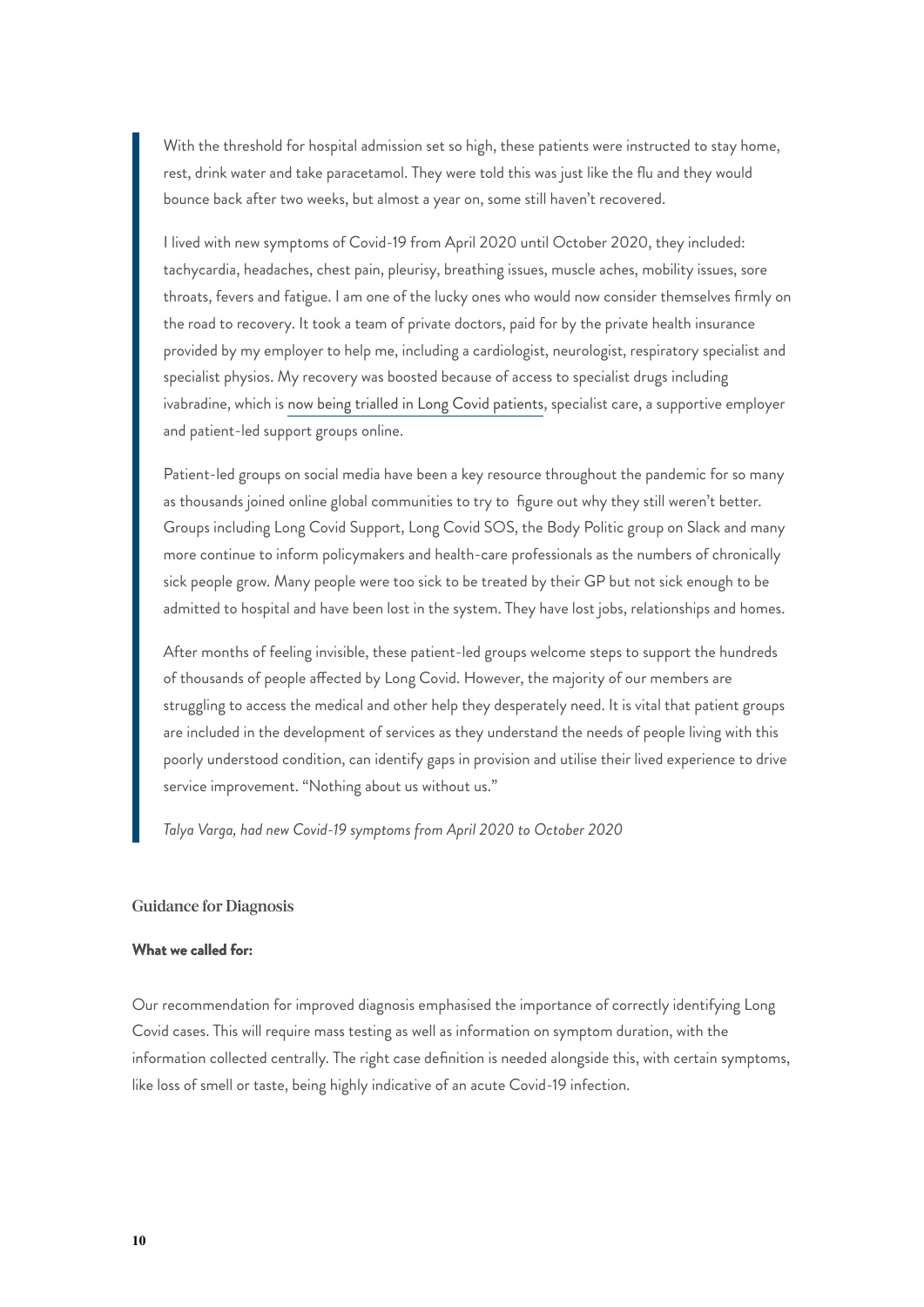> With the threshold for hospital admission set so high, these patients were instructed to stay home, rest, drink water and take paracetamol. They were told this was just like the flu and they would bounce back after two weeks, but almost a year on, some still haven't recovered.
>
> I lived with new symptoms of Covid-19 from April 2020 until October 2020, they included: tachycardia, headaches, chest pain, pleurisy, breathing issues, muscle aches, mobility issues, sore throats, fevers and fatigue. I am one of the lucky ones who would now consider themselves firmly on the road to recovery. It took a team of private doctors, paid for by the private health insurance provided by my employer to help me, including a cardiologist, neurologist, respiratory specialist and specialist physios. My recovery was boosted because of access to specialist drugs including ivabradine, which is now being trialled in Long Covid patients, specialist care, a supportive employer and patient-led support groups online.
>
> Patient-led groups on social media have been a key resource throughout the pandemic for so many as thousands joined online global communities to try to figure out why they still weren't better. Groups including Long Covid Support, Long Covid SOS, the Body Politic group on Slack and many more continue to inform policymakers and health-care professionals as the numbers of chronically sick people grow. Many people were too sick to be treated by their GP but not sick enough to be admitted to hospital and have been lost in the system. They have lost jobs, relationships and homes.
>
> After months of feeling invisible, these patient-led groups welcome steps to support the hundreds of thousands of people affected by Long Covid. However, the majority of our members are struggling to access the medical and other help they desperately need. It is vital that patient groups are included in the development of services as they understand the needs of people living with this poorly understood condition, can identify gaps in provision and utilise their lived experience to drive service improvement. "Nothing about us without us."
>
> *Talya Varga, had new Covid-19 symptoms from April 2020 to October 2020*

## Guidance for Diagnosis

**What we called for:**

Our recommendation for improved diagnosis emphasised the importance of correctly identifying Long Covid cases. This will require mass testing as well as information on symptom duration, with the information collected centrally. The right case definition is needed alongside this, with certain symptoms, like loss of smell or taste, being highly indicative of an acute Covid-19 infection.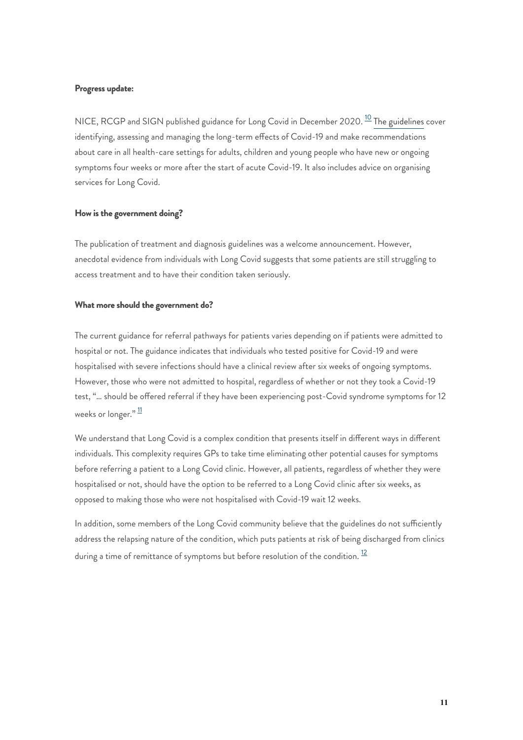**Progress update:**

NICE, RCGP and SIGN published guidance for Long Covid in December 2020. [10] The guidelines cover identifying, assessing and managing the long-term effects of Covid-19 and make recommendations about care in all health-care settings for adults, children and young people who have new or ongoing symptoms four weeks or more after the start of acute Covid-19. It also includes advice on organising services for Long Covid.

**How is the government doing?**

The publication of treatment and diagnosis guidelines was a welcome announcement. However, anecdotal evidence from individuals with Long Covid suggests that some patients are still struggling to access treatment and to have their condition taken seriously.

**What more should the government do?**

The current guidance for referral pathways for patients varies depending on if patients were admitted to hospital or not. The guidance indicates that individuals who tested positive for Covid-19 and were hospitalised with severe infections should have a clinical review after six weeks of ongoing symptoms. However, those who were not admitted to hospital, regardless of whether or not they took a Covid-19 test, "… should be offered referral if they have been experiencing post-Covid syndrome symptoms for 12 weeks or longer." [11]

We understand that Long Covid is a complex condition that presents itself in different ways in different individuals. This complexity requires GPs to take time eliminating other potential causes for symptoms before referring a patient to a Long Covid clinic. However, all patients, regardless of whether they were hospitalised or not, should have the option to be referred to a Long Covid clinic after six weeks, as opposed to making those who were not hospitalised with Covid-19 wait 12 weeks.

In addition, some members of the Long Covid community believe that the guidelines do not sufficiently address the relapsing nature of the condition, which puts patients at risk of being discharged from clinics during a time of remittance of symptoms but before resolution of the condition. [12]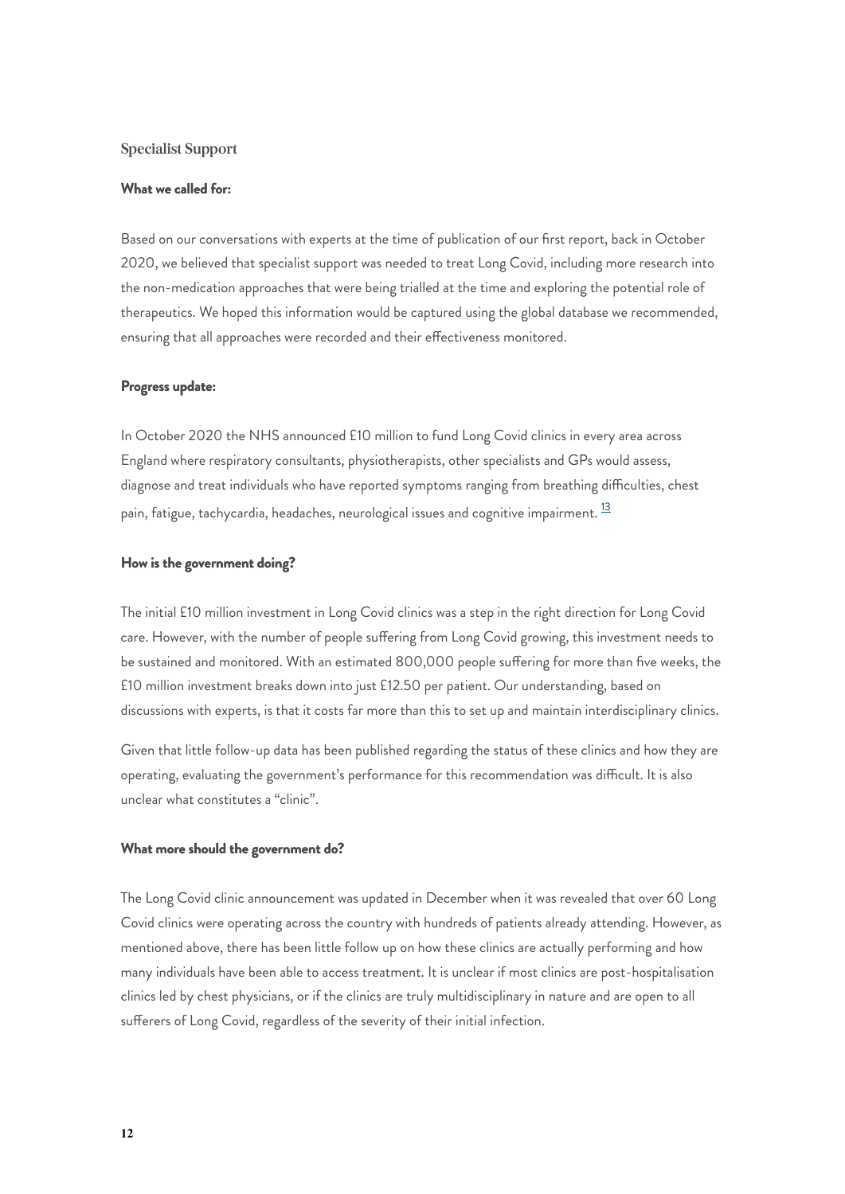## Specialist Support

**What we called for:**

Based on our conversations with experts at the time of publication of our first report, back in October 2020, we believed that specialist support was needed to treat Long Covid, including more research into the non-medication approaches that were being trialled at the time and exploring the potential role of therapeutics. We hoped this information would be captured using the global database we recommended, ensuring that all approaches were recorded and their effectiveness monitored.

**Progress update:**

In October 2020 the NHS announced £10 million to fund Long Covid clinics in every area across England where respiratory consultants, physiotherapists, other specialists and GPs would assess, diagnose and treat individuals who have reported symptoms ranging from breathing difficulties, chest pain, fatigue, tachycardia, headaches, neurological issues and cognitive impairment. [13]

**How is the government doing?**

The initial £10 million investment in Long Covid clinics was a step in the right direction for Long Covid care. However, with the number of people suffering from Long Covid growing, this investment needs to be sustained and monitored. With an estimated 800,000 people suffering for more than five weeks, the £10 million investment breaks down into just £12.50 per patient. Our understanding, based on discussions with experts, is that it costs far more than this to set up and maintain interdisciplinary clinics.

Given that little follow-up data has been published regarding the status of these clinics and how they are operating, evaluating the government's performance for this recommendation was difficult. It is also unclear what constitutes a "clinic".

**What more should the government do?**

The Long Covid clinic announcement was updated in December when it was revealed that over 60 Long Covid clinics were operating across the country with hundreds of patients already attending. However, as mentioned above, there has been little follow up on how these clinics are actually performing and how many individuals have been able to access treatment. It is unclear if most clinics are post-hospitalisation clinics led by chest physicians, or if the clinics are truly multidisciplinary in nature and are open to all sufferers of Long Covid, regardless of the severity of their initial infection.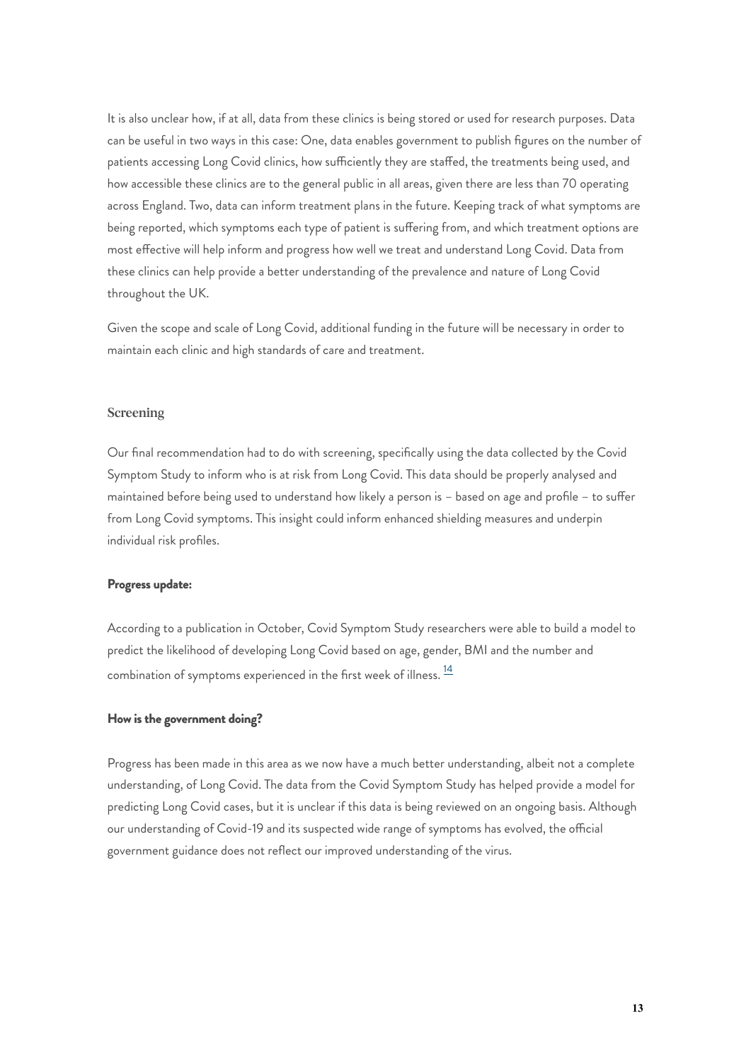It is also unclear how, if at all, data from these clinics is being stored or used for research purposes. Data can be useful in two ways in this case: One, data enables government to publish figures on the number of patients accessing Long Covid clinics, how sufficiently they are staffed, the treatments being used, and how accessible these clinics are to the general public in all areas, given there are less than 70 operating across England. Two, data can inform treatment plans in the future. Keeping track of what symptoms are being reported, which symptoms each type of patient is suffering from, and which treatment options are most effective will help inform and progress how well we treat and understand Long Covid. Data from these clinics can help provide a better understanding of the prevalence and nature of Long Covid throughout the UK.

Given the scope and scale of Long Covid, additional funding in the future will be necessary in order to maintain each clinic and high standards of care and treatment.

### Screening

Our final recommendation had to do with screening, specifically using the data collected by the Covid Symptom Study to inform who is at risk from Long Covid. This data should be properly analysed and maintained before being used to understand how likely a person is – based on age and profile – to suffer from Long Covid symptoms. This insight could inform enhanced shielding measures and underpin individual risk profiles.

**Progress update:**

According to a publication in October, Covid Symptom Study researchers were able to build a model to predict the likelihood of developing Long Covid based on age, gender, BMI and the number and combination of symptoms experienced in the first week of illness. [14]

**How is the government doing?**

Progress has been made in this area as we now have a much better understanding, albeit not a complete understanding, of Long Covid. The data from the Covid Symptom Study has helped provide a model for predicting Long Covid cases, but it is unclear if this data is being reviewed on an ongoing basis. Although our understanding of Covid-19 and its suspected wide range of symptoms has evolved, the official government guidance does not reflect our improved understanding of the virus.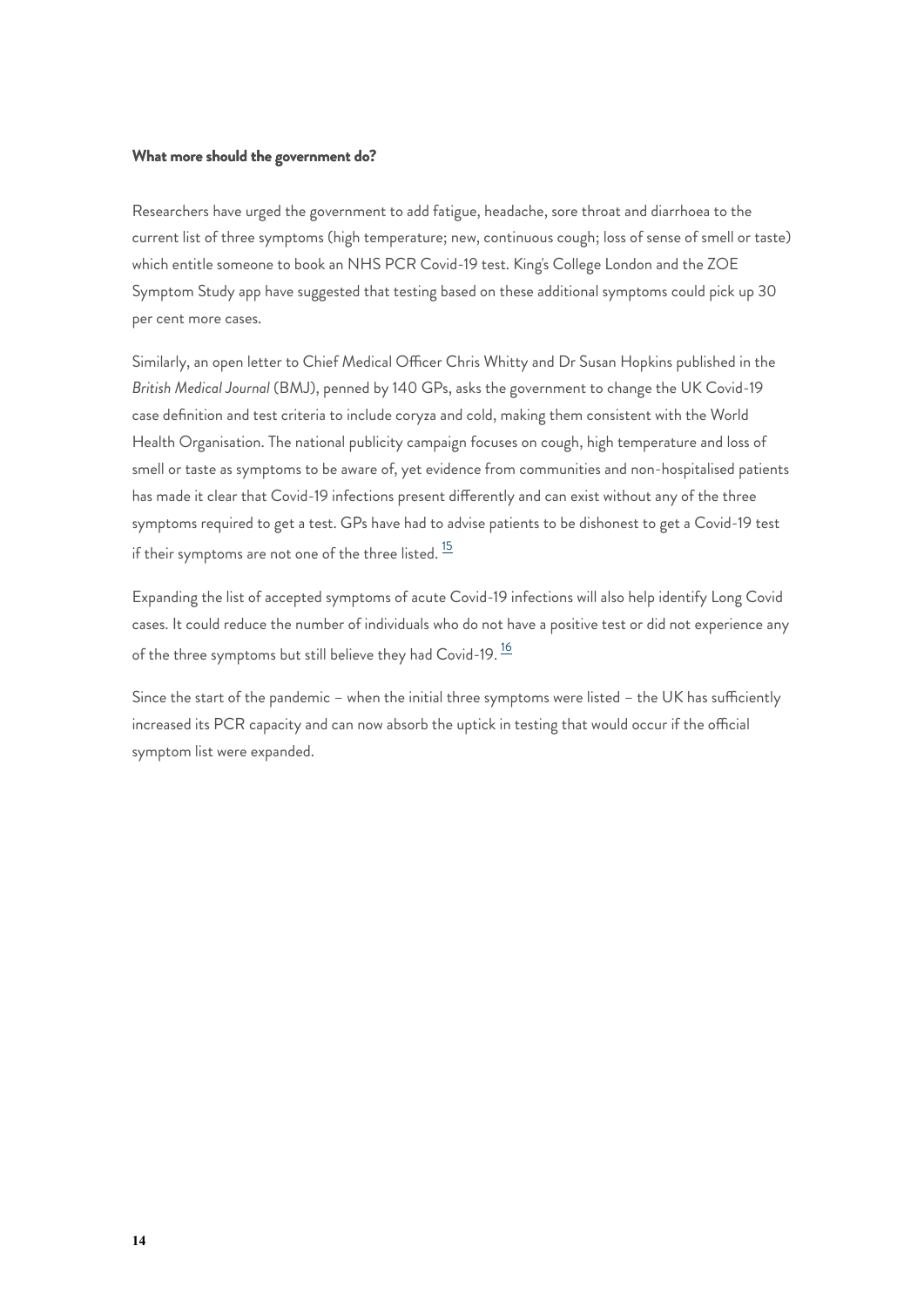**What more should the government do?**

Researchers have urged the government to add fatigue, headache, sore throat and diarrhoea to the current list of three symptoms (high temperature; new, continuous cough; loss of sense of smell or taste) which entitle someone to book an NHS PCR Covid-19 test. King's College London and the ZOE Symptom Study app have suggested that testing based on these additional symptoms could pick up 30 per cent more cases.

Similarly, an open letter to Chief Medical Officer Chris Whitty and Dr Susan Hopkins published in the *British Medical Journal* (BMJ), penned by 140 GPs, asks the government to change the UK Covid-19 case definition and test criteria to include coryza and cold, making them consistent with the World Health Organisation. The national publicity campaign focuses on cough, high temperature and loss of smell or taste as symptoms to be aware of, yet evidence from communities and non-hospitalised patients has made it clear that Covid-19 infections present differently and can exist without any of the three symptoms required to get a test. GPs have had to advise patients to be dishonest to get a Covid-19 test if their symptoms are not one of the three listed. [15]

Expanding the list of accepted symptoms of acute Covid-19 infections will also help identify Long Covid cases. It could reduce the number of individuals who do not have a positive test or did not experience any of the three symptoms but still believe they had Covid-19. [16]

Since the start of the pandemic – when the initial three symptoms were listed – the UK has sufficiently increased its PCR capacity and can now absorb the uptick in testing that would occur if the official symptom list were expanded.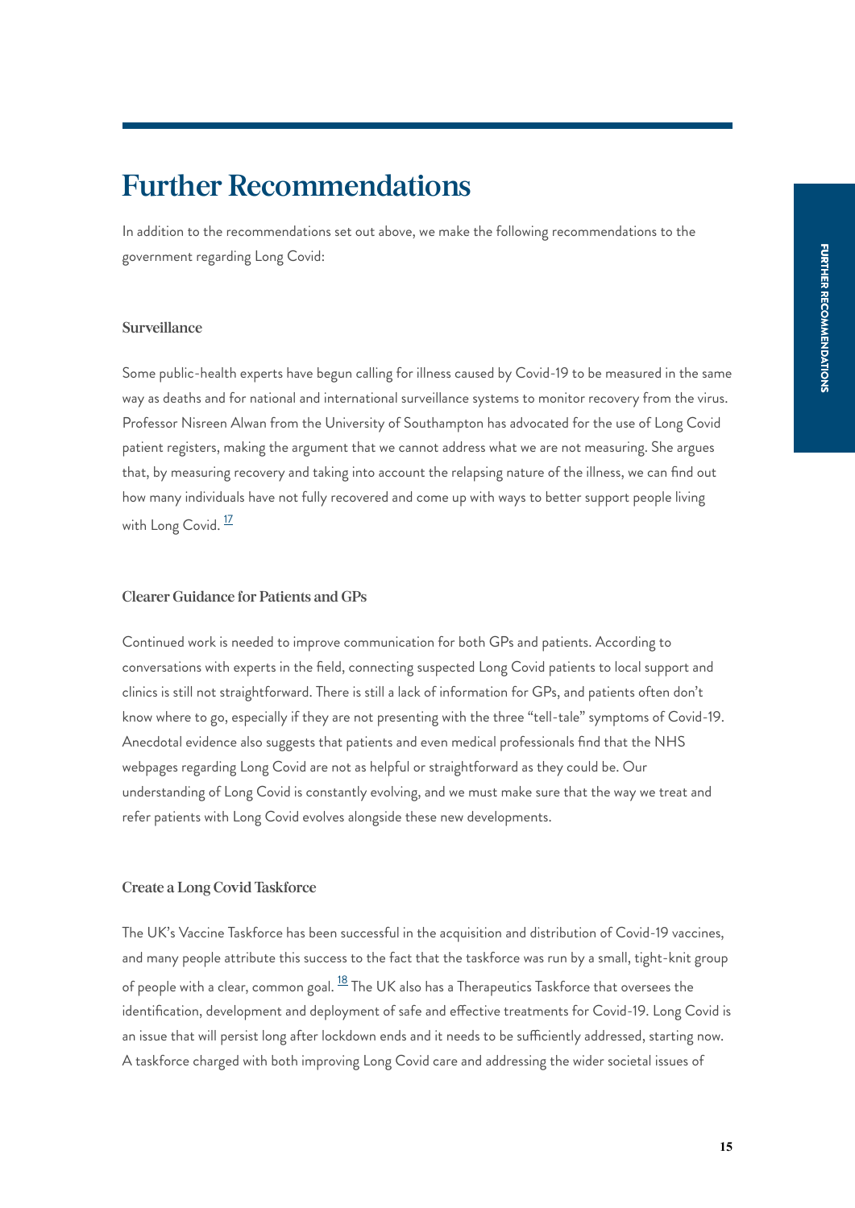# Further Recommendations

In addition to the recommendations set out above, we make the following recommendations to the government regarding Long Covid:

### Surveillance

Some public-health experts have begun calling for illness caused by Covid-19 to be measured in the same way as deaths and for national and international surveillance systems to monitor recovery from the virus. Professor Nisreen Alwan from the University of Southampton has advocated for the use of Long Covid patient registers, making the argument that we cannot address what we are not measuring. She argues that, by measuring recovery and taking into account the relapsing nature of the illness, we can find out how many individuals have not fully recovered and come up with ways to better support people living with Long Covid. [17]

### Clearer Guidance for Patients and GPs

Continued work is needed to improve communication for both GPs and patients. According to conversations with experts in the field, connecting suspected Long Covid patients to local support and clinics is still not straightforward. There is still a lack of information for GPs, and patients often don't know where to go, especially if they are not presenting with the three "tell-tale" symptoms of Covid-19. Anecdotal evidence also suggests that patients and even medical professionals find that the NHS webpages regarding Long Covid are not as helpful or straightforward as they could be. Our understanding of Long Covid is constantly evolving, and we must make sure that the way we treat and refer patients with Long Covid evolves alongside these new developments.

### Create a Long Covid Taskforce

The UK's Vaccine Taskforce has been successful in the acquisition and distribution of Covid-19 vaccines, and many people attribute this success to the fact that the taskforce was run by a small, tight-knit group of people with a clear, common goal. [18] The UK also has a Therapeutics Taskforce that oversees the identification, development and deployment of safe and effective treatments for Covid-19. Long Covid is an issue that will persist long after lockdown ends and it needs to be sufficiently addressed, starting now. A taskforce charged with both improving Long Covid care and addressing the wider societal issues of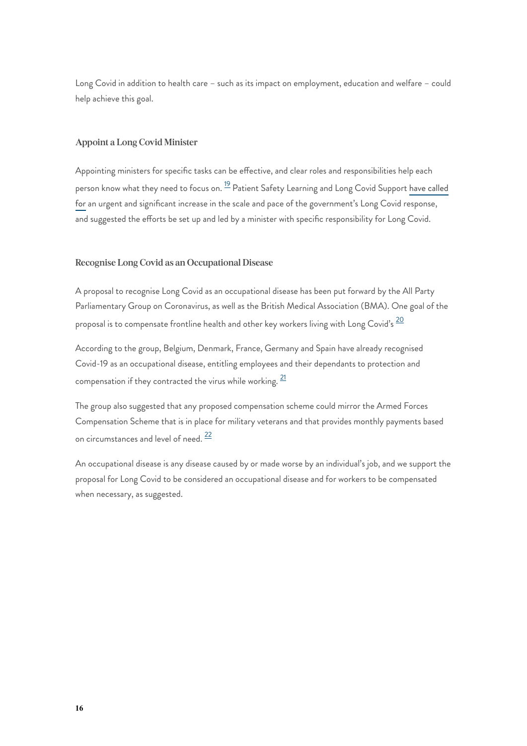Long Covid in addition to health care – such as its impact on employment, education and welfare – could help achieve this goal.

### Appoint a Long Covid Minister

Appointing ministers for specific tasks can be effective, and clear roles and responsibilities help each person know what they need to focus on. [19] Patient Safety Learning and Long Covid Support have called for an urgent and significant increase in the scale and pace of the government's Long Covid response, and suggested the efforts be set up and led by a minister with specific responsibility for Long Covid.

### Recognise Long Covid as an Occupational Disease

A proposal to recognise Long Covid as an occupational disease has been put forward by the All Party Parliamentary Group on Coronavirus, as well as the British Medical Association (BMA). One goal of the proposal is to compensate frontline health and other key workers living with Long Covid's [20]

According to the group, Belgium, Denmark, France, Germany and Spain have already recognised Covid-19 as an occupational disease, entitling employees and their dependants to protection and compensation if they contracted the virus while working. [21]

The group also suggested that any proposed compensation scheme could mirror the Armed Forces Compensation Scheme that is in place for military veterans and that provides monthly payments based on circumstances and level of need. [22]

An occupational disease is any disease caused by or made worse by an individual's job, and we support the proposal for Long Covid to be considered an occupational disease and for workers to be compensated when necessary, as suggested.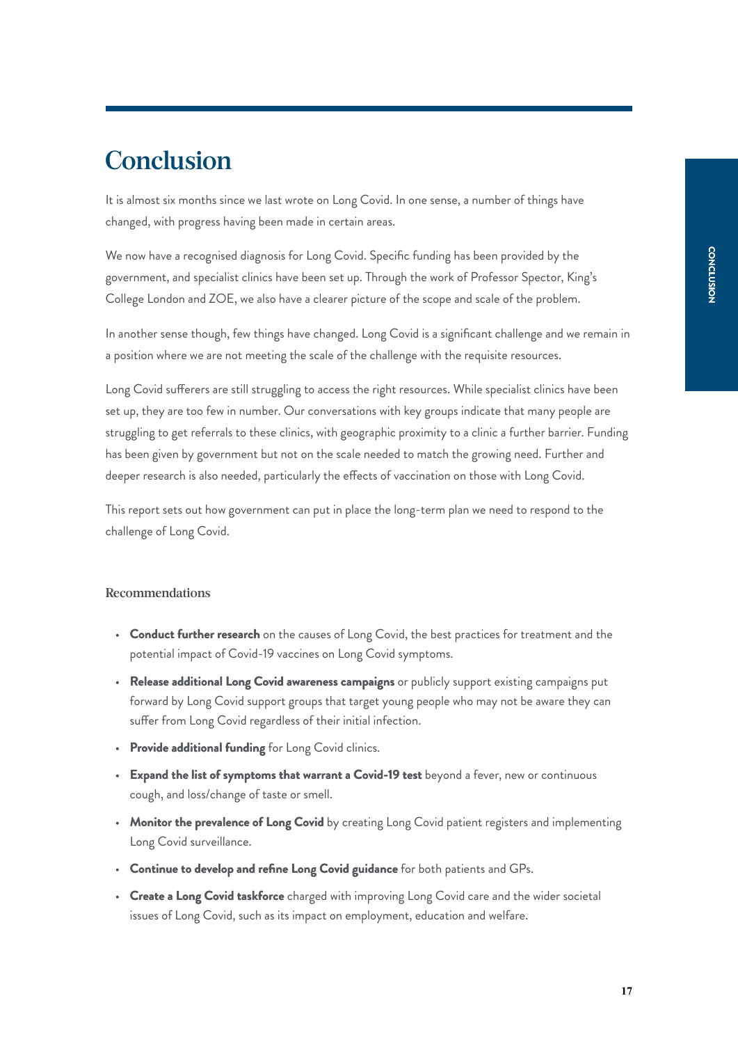# Conclusion

It is almost six months since we last wrote on Long Covid. In one sense, a number of things have changed, with progress having been made in certain areas.

We now have a recognised diagnosis for Long Covid. Specific funding has been provided by the government, and specialist clinics have been set up. Through the work of Professor Spector, King's College London and ZOE, we also have a clearer picture of the scope and scale of the problem.

In another sense though, few things have changed. Long Covid is a significant challenge and we remain in a position where we are not meeting the scale of the challenge with the requisite resources.

Long Covid sufferers are still struggling to access the right resources. While specialist clinics have been set up, they are too few in number. Our conversations with key groups indicate that many people are struggling to get referrals to these clinics, with geographic proximity to a clinic a further barrier. Funding has been given by government but not on the scale needed to match the growing need. Further and deeper research is also needed, particularly the effects of vaccination on those with Long Covid.

This report sets out how government can put in place the long-term plan we need to respond to the challenge of Long Covid.

## Recommendations

- **Conduct further research** on the causes of Long Covid, the best practices for treatment and the potential impact of Covid-19 vaccines on Long Covid symptoms.
- **Release additional Long Covid awareness campaigns** or publicly support existing campaigns put forward by Long Covid support groups that target young people who may not be aware they can suffer from Long Covid regardless of their initial infection.
- **Provide additional funding** for Long Covid clinics.
- **Expand the list of symptoms that warrant a Covid-19 test** beyond a fever, new or continuous cough, and loss/change of taste or smell.
- **Monitor the prevalence of Long Covid** by creating Long Covid patient registers and implementing Long Covid surveillance.
- **Continue to develop and refine Long Covid guidance** for both patients and GPs.
- **Create a Long Covid taskforce** charged with improving Long Covid care and the wider societal issues of Long Covid, such as its impact on employment, education and welfare.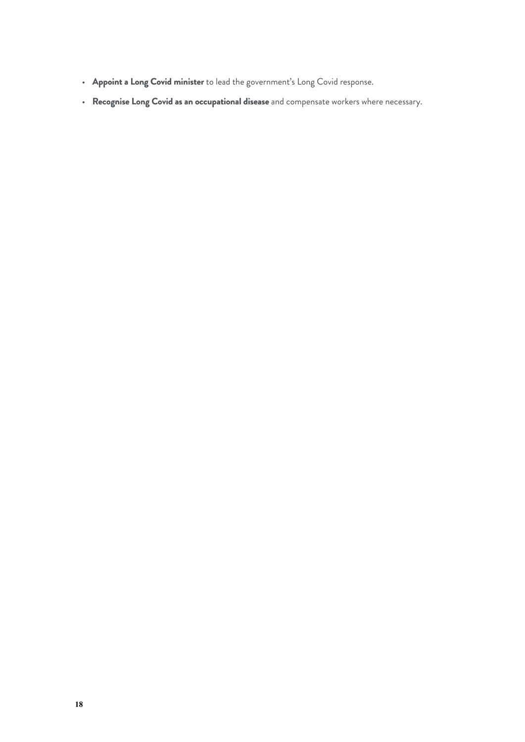- **Appoint a Long Covid minister** to lead the government's Long Covid response.
- **Recognise Long Covid as an occupational disease** and compensate workers where necessary.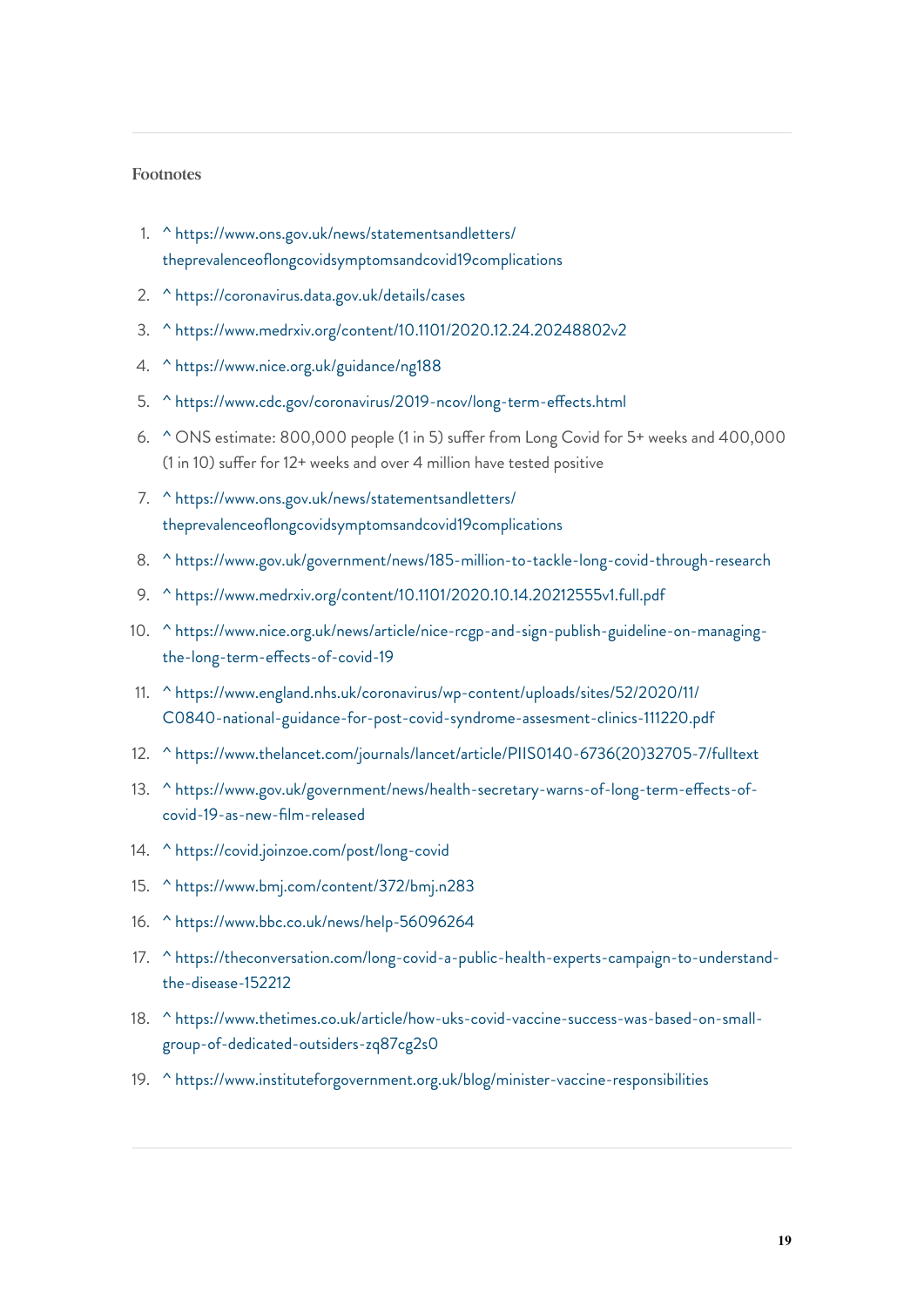### Footnotes

1. ^ https://www.ons.gov.uk/news/statementsandletters/theprevalenceoflongcovidsymptomsandcovid19complications
2. ^ https://coronavirus.data.gov.uk/details/cases
3. ^ https://www.medrxiv.org/content/10.1101/2020.12.24.20248802v2
4. ^ https://www.nice.org.uk/guidance/ng188
5. ^ https://www.cdc.gov/coronavirus/2019-ncov/long-term-effects.html
6. ^ ONS estimate: 800,000 people (1 in 5) suffer from Long Covid for 5+ weeks and 400,000 (1 in 10) suffer for 12+ weeks and over 4 million have tested positive
7. ^ https://www.ons.gov.uk/news/statementsandletters/theprevalenceoflongcovidsymptomsandcovid19complications
8. ^ https://www.gov.uk/government/news/185-million-to-tackle-long-covid-through-research
9. ^ https://www.medrxiv.org/content/10.1101/2020.10.14.20212555v1.full.pdf
10. ^ https://www.nice.org.uk/news/article/nice-rcgp-and-sign-publish-guideline-on-managing-the-long-term-effects-of-covid-19
11. ^ https://www.england.nhs.uk/coronavirus/wp-content/uploads/sites/52/2020/11/C0840-national-guidance-for-post-covid-syndrome-assesment-clinics-111220.pdf
12. ^ https://www.thelancet.com/journals/lancet/article/PIIS0140-6736(20)32705-7/fulltext
13. ^ https://www.gov.uk/government/news/health-secretary-warns-of-long-term-effects-of-covid-19-as-new-film-released
14. ^ https://covid.joinzoe.com/post/long-covid
15. ^ https://www.bmj.com/content/372/bmj.n283
16. ^ https://www.bbc.co.uk/news/help-56096264
17. ^ https://theconversation.com/long-covid-a-public-health-experts-campaign-to-understand-the-disease-152212
18. ^ https://www.thetimes.co.uk/article/how-uks-covid-vaccine-success-was-based-on-small-group-of-dedicated-outsiders-zq87cg2s0
19. ^ https://www.instituteforgovernment.org.uk/blog/minister-vaccine-responsibilities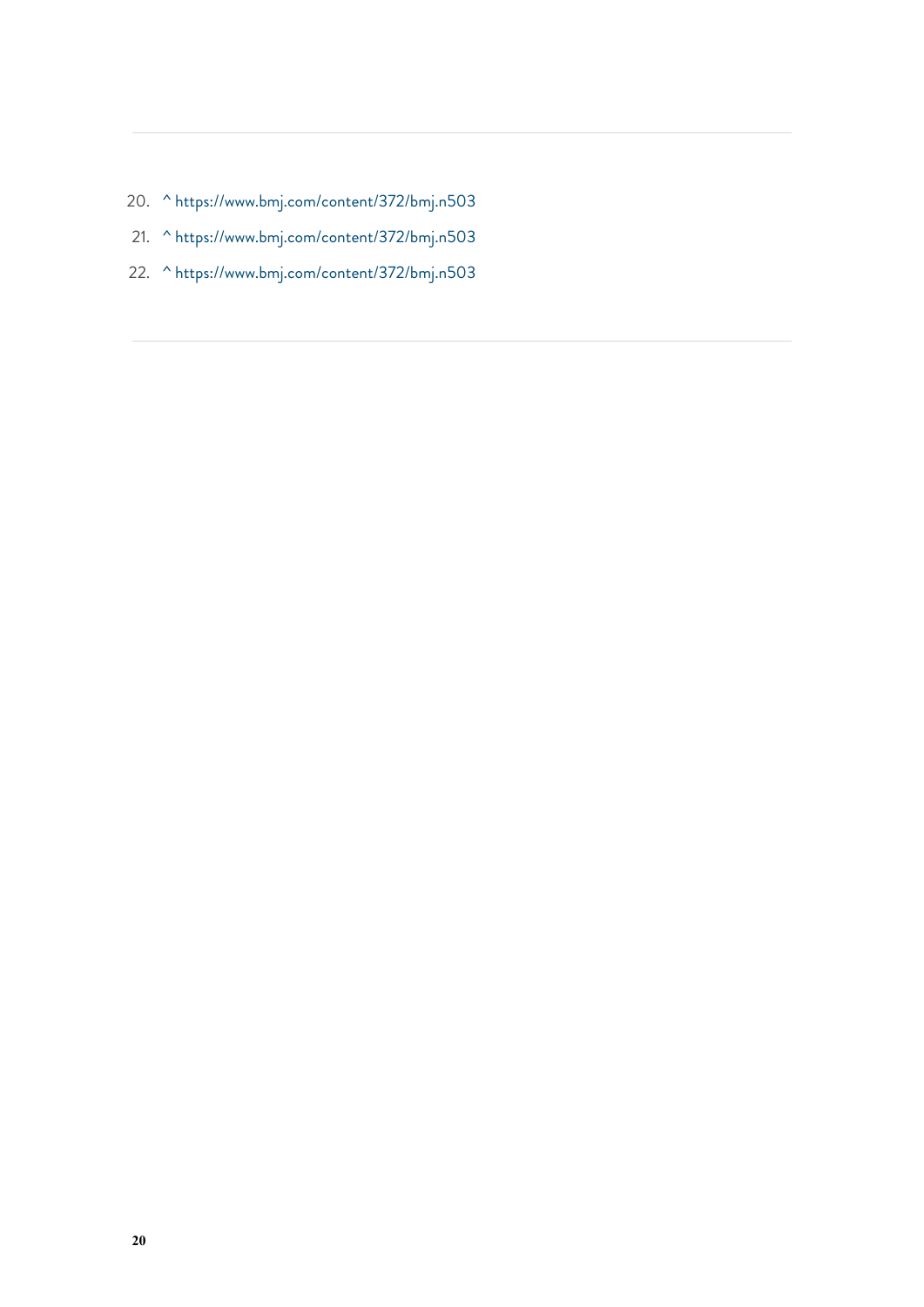20. ^ https://www.bmj.com/content/372/bmj.n503
21. ^ https://www.bmj.com/content/372/bmj.n503
22. ^ https://www.bmj.com/content/372/bmj.n503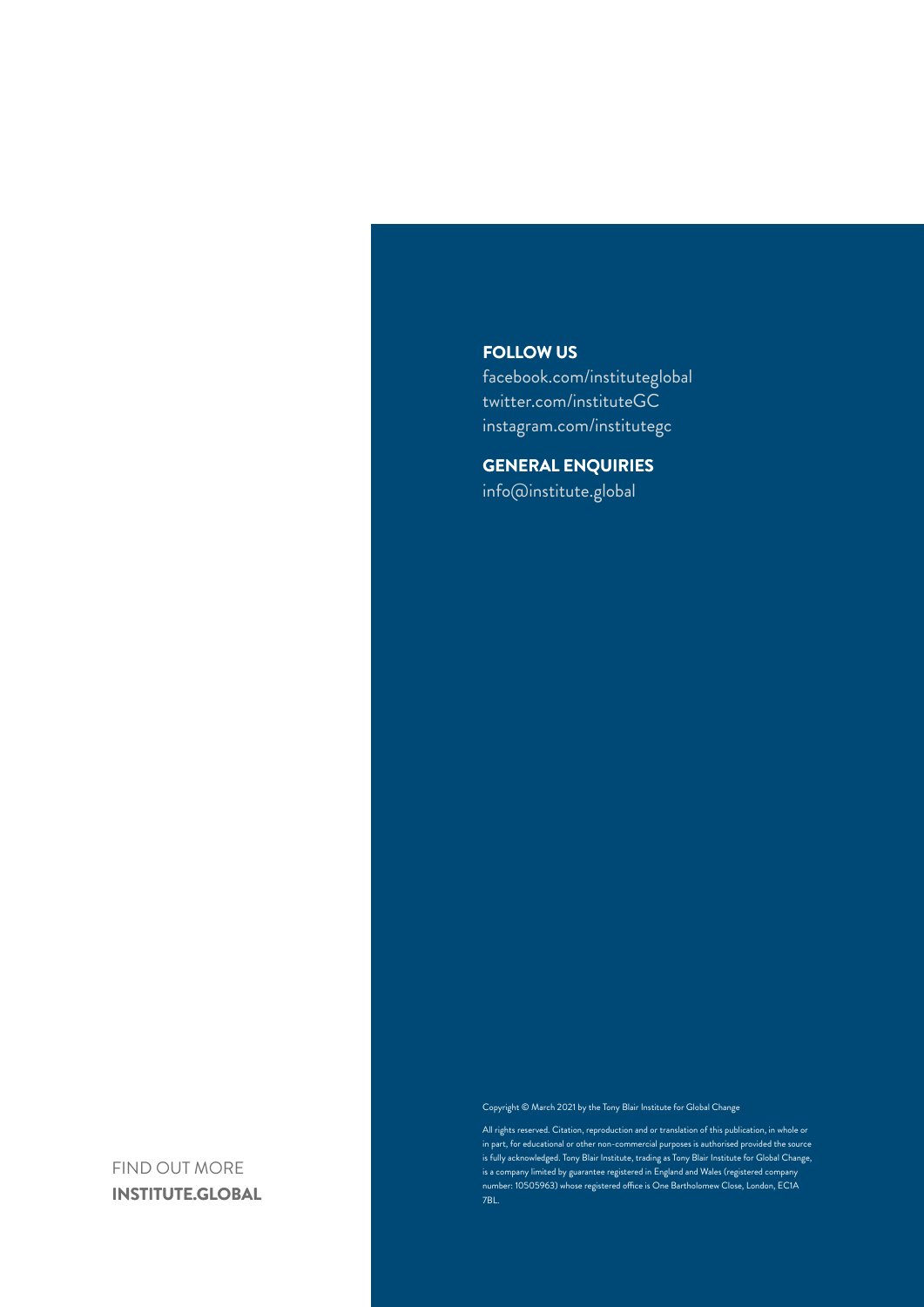**FOLLOW US**

facebook.com/instituteglobal
twitter.com/instituteGC
instagram.com/institutegc

**GENERAL ENQUIRIES**

info@institute.global

Copyright © March 2021 by the Tony Blair Institute for Global Change

All rights reserved. Citation, reproduction and or translation of this publication, in whole or in part, for educational or other non-commercial purposes is authorised provided the source is fully acknowledged. Tony Blair Institute, trading as Tony Blair Institute for Global Change, is a company limited by guarantee registered in England and Wales (registered company number: 10505963) whose registered office is One Bartholomew Close, London, EC1A 7BL.

FIND OUT MORE
**INSTITUTE.GLOBAL**